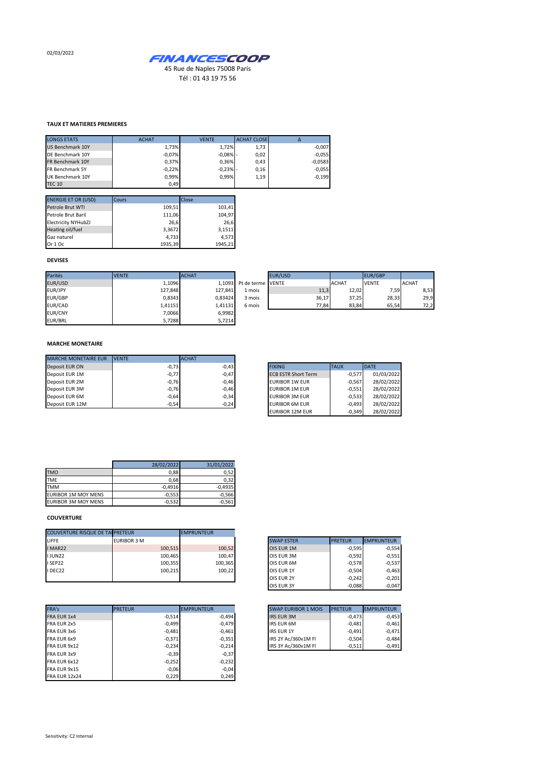02/03/2022

**FINANCESCOOP**

45 Rue de Naples 75008 Paris

Tél : 01 43 19 75 56

#### TAUX ET MATIERES PREMIERES

| LONGS ETATS | ACHAT | VENTE | ACHAT CLOSE | Δ |
|---|---|---|---|---|
| US Benchmark 10Y | 1,73% | 1,72% | 1,73 | -0,007 |
| DE Benchmark 10Y | -0,07% | -0,08% - | 0,02 | -0,055 |
| FR Benchmark 10Y | 0,37% | 0,36% | 0,43 | -0,0583 |
| FR Benchmark 5Y | -0,22% | -0,23% - | 0,16 | -0,055 |
| UK Benchmark 10Y | 0,99% | 0,99% | 1,19 | -0,199 |
| TEC 10 | 0,49 | | | |

| ENERGIE ET OR (USD) | Cours | Close |
|---|---|---|
| Petrole Brut WTI | 109,51 | 103,41 |
| Petrole Brut Baril | 111,06 | 104,97 |
| Electricity NYHubZJ | 26,6 | 26,6 |
| Heating oil/fuel | 3,3672 | 3,1511 |
| Gaz naturel | 4,733 | 4,573 |
| Or 1 Oc | 1935,39 | 1945,21 |

#### DEVISES

| Parités | VENTE | ACHAT |
|---|---|---|
| EUR/USD | 1,1096 | 1,1093 |
| EUR/JPY | 127,848 | 127,841 |
| EUR/GBP | 0,8343 | 0,83424 |
| EUR/CAD | 1,41151 | 1,41131 |
| EUR/CNY | 7,0066 | 6,9982 |
| EUR/BRL | 5,7288 | 5,7214 |

| | EUR/USD | | EUR/GBP | |
|---|---|---|---|---|
| Pt de terme | VENTE | ACHAT | VENTE | ACHAT |
| 1 mois | 11,3 | 12,02 | 7,59 | 8,53 |
| 3 mois | 36,17 | 37,25 | 28,33 | 29,9 |
| 6 mois | 77,84 | 83,84 | 65,54 | 72,2 |

#### MARCHE MONETAIRE

| MARCHE MONETAIRE EUR | VENTE | ACHAT |
|---|---|---|
| Deposit EUR ON | -0,73 | -0,43 |
| Deposit EUR 1M | -0,77 | -0,47 |
| Deposit EUR 2M | -0,76 | -0,46 |
| Deposit EUR 3M | -0,76 | -0,46 |
| Deposit EUR 6M | -0,64 | -0,34 |
| Deposit EUR 12M | -0,54 | -0,24 |

| FIXING | TAUX | DATE |
|---|---|---|
| ECB ESTR Short Term | -0,577 | 01/03/2022 |
| EURIBOR 1W EUR | -0,567 | 28/02/2022 |
| EURIBOR 1M EUR | -0,551 | 28/02/2022 |
| EURIBOR 3M EUR | -0,533 | 28/02/2022 |
| EURIBOR 6M EUR | -0,493 | 28/02/2022 |
| EURIBOR 12M EUR | -0,349 | 28/02/2022 |

| | 28/02/2022 | 31/01/2022 |
|---|---|---|
| TMO | 0,88 | 0,52 |
| TME | 0,68 | 0,32 |
| TMM | -0,4916 | -0,4935 |
| EURIBOR 1M MOY MENS | -0,553 | -0,566 |
| EURIBOR 3M MOY MENS | -0,532 | -0,561 |

#### COUVERTURE

| COUVERTURE RISQUE DE TAUX | PRETEUR | EMPRUNTEUR |
|---|---|---|
| LIFFE | EURIBOR 3 M | |
| I MAR22 | 100,515 | 100,52 |
| I JUN22 | 100,465 | 100,47 |
| I SEP22 | 100,355 | 100,365 |
| I DEC22 | 100,215 | 100,22 |

| SWAP ESTER | PRETEUR | EMPRUNTEUR |
|---|---|---|
| OIS EUR 1M | -0,595 | -0,554 |
| OIS EUR 3M | -0,592 | -0,551 |
| OIS EUR 6M | -0,578 | -0,537 |
| OIS EUR 1Y | -0,504 | -0,463 |
| OIS EUR 2Y | -0,242 | -0,201 |
| OIS EUR 3Y | -0,088 | -0,047 |

| FRA's | PRETEUR | EMPRUNTEUR |
|---|---|---|
| FRA EUR 1x4 | -0,514 | -0,494 |
| FRA EUR 2x5 | -0,499 | -0,479 |
| FRA EUR 3x6 | -0,481 | -0,461 |
| FRA EUR 6x9 | -0,371 | -0,351 |
| FRA EUR 9x12 | -0,234 | -0,214 |
| FRA EUR 3x9 | -0,39 | -0,37 |
| FRA EUR 6x12 | -0,252 | -0,232 |
| FRA EUR 9x15 | -0,06 | -0,04 |
| FRA EUR 12x24 | 0,229 | 0,249 |

| SWAP EURIBOR 1 MOIS | PRETEUR | EMPRUNTEUR |
|---|---|---|
| IRS EUR 3M | -0,473 | -0,453 |
| IRS EUR 6M | -0,481 | -0,461 |
| IRS EUR 1Y | -0,491 | -0,471 |
| IRS 2Y Ac/360v1M Fl | -0,504 | -0,484 |
| IRS 3Y Ac/360v1M Fl | -0,511 | -0,491 |

Sensitivity: C2 Internal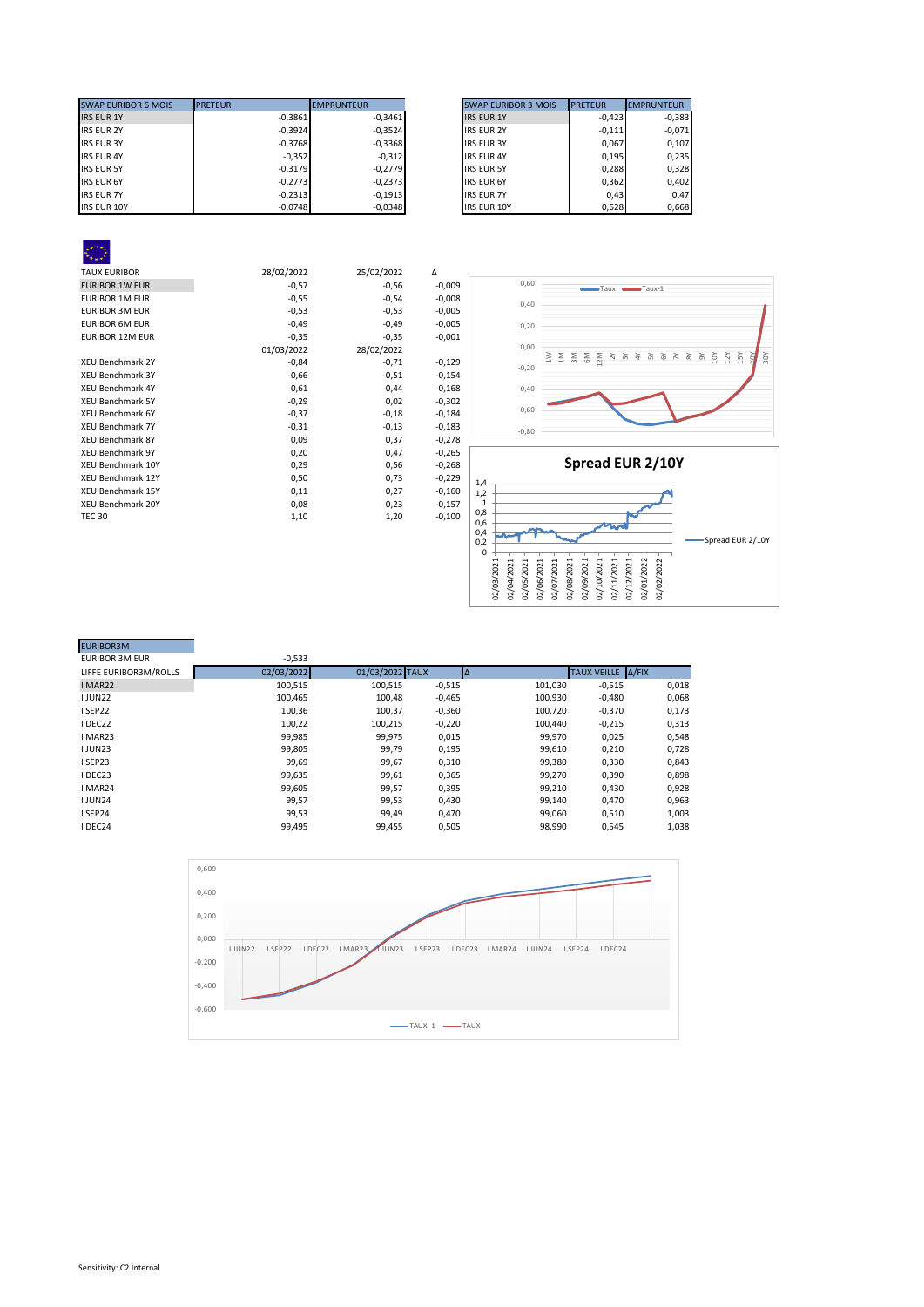| SWAP EURIBOR 6 MOIS | PRETEUR | EMPRUNTEUR |
|---|---|---|
| IRS EUR 1Y | -0,3861 | -0,3461 |
| IRS EUR 2Y | -0,3924 | -0,3524 |
| IRS EUR 3Y | -0,3768 | -0,3368 |
| IRS EUR 4Y | -0,352 | -0,312 |
| IRS EUR 5Y | -0,3179 | -0,2779 |
| IRS EUR 6Y | -0,2773 | -0,2373 |
| IRS EUR 7Y | -0,2313 | -0,1913 |
| IRS EUR 10Y | -0,0748 | -0,0348 |

| SWAP EURIBOR 3 MOIS | PRETEUR | EMPRUNTEUR |
|---|---|---|
| IRS EUR 1Y | -0,423 | -0,383 |
| IRS EUR 2Y | -0,111 | -0,071 |
| IRS EUR 3Y | 0,067 | 0,107 |
| IRS EUR 4Y | 0,195 | 0,235 |
| IRS EUR 5Y | 0,288 | 0,328 |
| IRS EUR 6Y | 0,362 | 0,402 |
| IRS EUR 7Y | 0,43 | 0,47 |
| IRS EUR 10Y | 0,628 | 0,668 |

| TAUX EURIBOR | 28/02/2022 | 25/02/2022 | Δ |
|---|---|---|---|
| EURIBOR 1W EUR | -0,57 | -0,56 | -0,009 |
| EURIBOR 1M EUR | -0,55 | -0,54 | -0,008 |
| EURIBOR 3M EUR | -0,53 | -0,53 | -0,005 |
| EURIBOR 6M EUR | -0,49 | -0,49 | -0,005 |
| EURIBOR 12M EUR | -0,35 | -0,35 | -0,001 |
| | 01/03/2022 | 28/02/2022 | |
| XEU Benchmark 2Y | -0,84 | -0,71 | -0,129 |
| XEU Benchmark 3Y | -0,66 | -0,51 | -0,154 |
| XEU Benchmark 4Y | -0,61 | -0,44 | -0,168 |
| XEU Benchmark 5Y | -0,29 | 0,02 | -0,302 |
| XEU Benchmark 6Y | -0,37 | -0,18 | -0,184 |
| XEU Benchmark 7Y | -0,31 | -0,13 | -0,183 |
| XEU Benchmark 8Y | 0,09 | 0,37 | -0,278 |
| XEU Benchmark 9Y | 0,20 | 0,47 | -0,265 |
| XEU Benchmark 10Y | 0,29 | 0,56 | -0,268 |
| XEU Benchmark 12Y | 0,50 | 0,73 | -0,229 |
| XEU Benchmark 15Y | 0,11 | 0,27 | -0,160 |
| XEU Benchmark 20Y | 0,08 | 0,23 | -0,157 |
| TEC 30 | 1,10 | 1,20 | -0,100 |

**Spread EUR 2/10Y**

| EURIBOR3M | | | | | | |
|---|---|---|---|---|---|---|
| EURIBOR 3M EUR | -0,533 | | | | | |
| LIFFE EURIBOR3M/ROLLS | 02/03/2022 | 01/03/2022 | TAUX | Δ | TAUX VEILLE | Δ/FIX |
| I MAR22 | 100,515 | 100,515 | -0,515 | 101,030 | -0,515 | 0,018 |
| I JUN22 | 100,465 | 100,48 | -0,465 | 100,930 | -0,480 | 0,068 |
| I SEP22 | 100,36 | 100,37 | -0,360 | 100,720 | -0,370 | 0,173 |
| I DEC22 | 100,22 | 100,215 | -0,220 | 100,440 | -0,215 | 0,313 |
| I MAR23 | 99,985 | 99,975 | 0,015 | 99,970 | 0,025 | 0,548 |
| I JUN23 | 99,805 | 99,79 | 0,195 | 99,610 | 0,210 | 0,728 |
| I SEP23 | 99,69 | 99,67 | 0,310 | 99,380 | 0,330 | 0,843 |
| I DEC23 | 99,635 | 99,61 | 0,365 | 99,270 | 0,390 | 0,898 |
| I MAR24 | 99,605 | 99,57 | 0,395 | 99,210 | 0,430 | 0,928 |
| I JUN24 | 99,57 | 99,53 | 0,430 | 99,140 | 0,470 | 0,963 |
| I SEP24 | 99,53 | 99,49 | 0,470 | 99,060 | 0,510 | 1,003 |
| I DEC24 | 99,495 | 99,455 | 0,505 | 98,990 | 0,545 | 1,038 |

Sensitivity: C2 Internal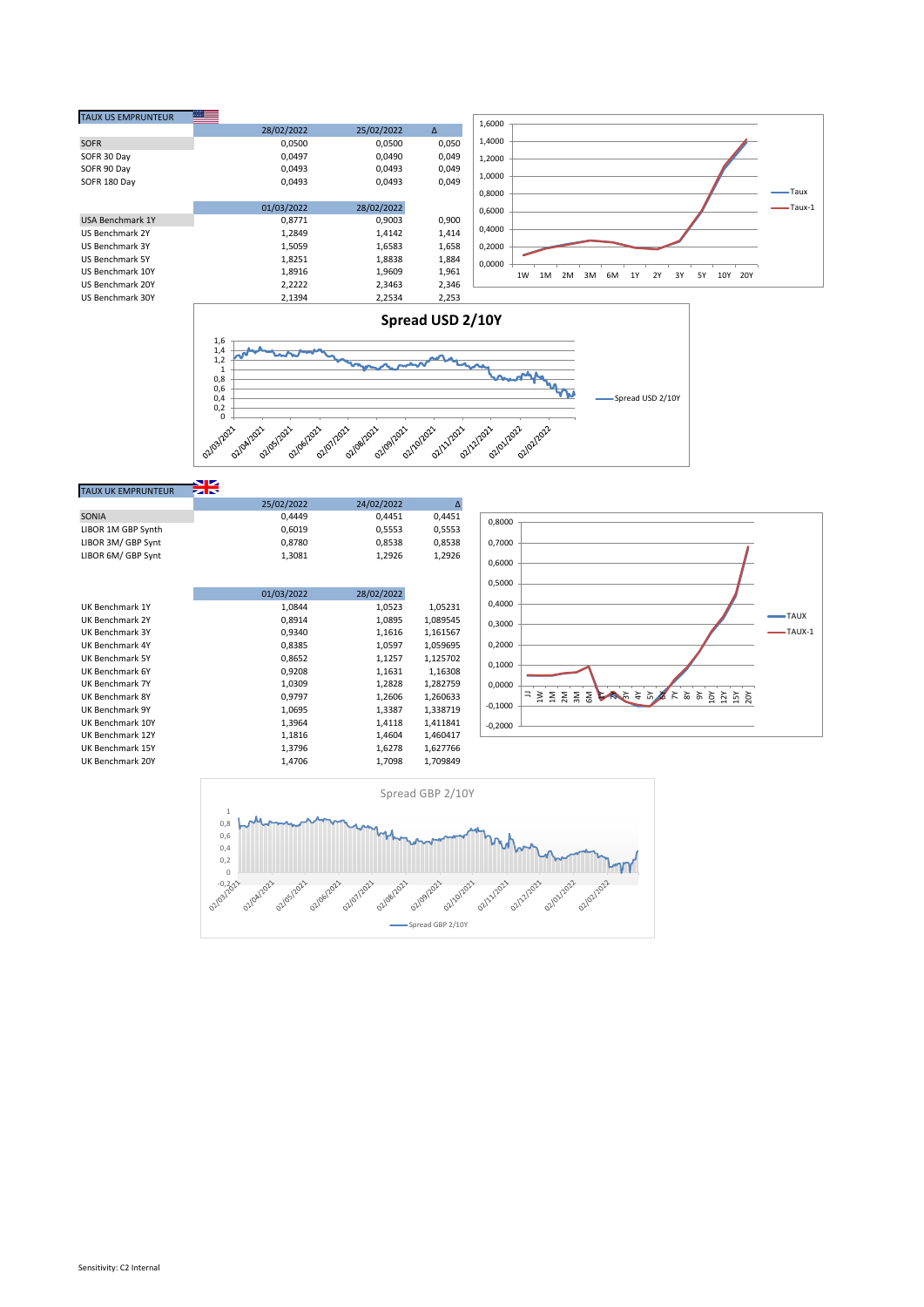## TAUX US EMPRUNTEUR

| | 28/02/2022 | 25/02/2022 | Δ |
|---|---|---|---|
| SOFR | 0,0500 | 0,0500 | 0,050 |
| SOFR 30 Day | 0,0497 | 0,0490 | 0,049 |
| SOFR 90 Day | 0,0493 | 0,0493 | 0,049 |
| SOFR 180 Day | 0,0493 | 0,0493 | 0,049 |

| | 01/03/2022 | 28/02/2022 | |
|---|---|---|---|
| USA Benchmark 1Y | 0,8771 | 0,9003 | 0,900 |
| US Benchmark 2Y | 1,2849 | 1,4142 | 1,414 |
| US Benchmark 3Y | 1,5059 | 1,6583 | 1,658 |
| US Benchmark 5Y | 1,8251 | 1,8838 | 1,884 |
| US Benchmark 10Y | 1,8916 | 1,9609 | 1,961 |
| US Benchmark 20Y | 2,2222 | 2,3463 | 2,346 |
| US Benchmark 30Y | 2,1394 | 2,2534 | 2,253 |

1,6000
1,4000
1,2000
1,0000
0,8000
0,6000
0,4000
0,2000
0,0000
1W 1M 2M 3M 6M 1Y 2Y 3Y 5Y 10Y 20Y
Taux
Taux-1

Spread USD 2/10Y

1,6
1,4
1,2
1
0,8
0,6
0,4
0,2
0
02/03/2021 02/04/2021 02/05/2021 02/06/2021 02/07/2021 02/08/2021 02/09/2021 02/10/2021 02/11/2021 02/12/2021 02/01/2022 02/02/2022
Spread USD 2/10Y

## TAUX UK EMPRUNTEUR

| | 25/02/2022 | 24/02/2022 | Δ |
|---|---|---|---|
| SONIA | 0,4449 | 0,4451 | 0,4451 |
| LIBOR 1M GBP Synth | 0,6019 | 0,5553 | 0,5553 |
| LIBOR 3M/ GBP Synt | 0,8780 | 0,8538 | 0,8538 |
| LIBOR 6M/ GBP Synt | 1,3081 | 1,2926 | 1,2926 |

| | 01/03/2022 | 28/02/2022 | |
|---|---|---|---|
| UK Benchmark 1Y | 1,0844 | 1,0523 | 1,05231 |
| UK Benchmark 2Y | 0,8914 | 1,0895 | 1,089545 |
| UK Benchmark 3Y | 0,9340 | 1,1616 | 1,161567 |
| UK Benchmark 4Y | 0,8385 | 1,0597 | 1,059695 |
| UK Benchmark 5Y | 0,8652 | 1,1257 | 1,125702 |
| UK Benchmark 6Y | 0,9208 | 1,1631 | 1,16308 |
| UK Benchmark 7Y | 1,0309 | 1,2828 | 1,282759 |
| UK Benchmark 8Y | 0,9797 | 1,2606 | 1,260633 |
| UK Benchmark 9Y | 1,0695 | 1,3387 | 1,338719 |
| UK Benchmark 10Y | 1,3964 | 1,4118 | 1,411841 |
| UK Benchmark 12Y | 1,1816 | 1,4604 | 1,460417 |
| UK Benchmark 15Y | 1,3796 | 1,6278 | 1,627766 |
| UK Benchmark 20Y | 1,4706 | 1,7098 | 1,709849 |

0,8000
0,7000
0,6000
0,5000
0,4000
0,3000
0,2000
0,1000
0,0000
-0,1000
-0,2000
JJ 1W 1M 2M 3M 6M 1Y 2Y 3Y 4Y 5Y 6Y 7Y 8Y 9Y 10Y 12Y 15Y 20Y
TAUX
TAUX-1

Spread GBP 2/10Y

1
0,8
0,6
0,4
0,2
0
-0,2
02/03/2021 02/04/2021 02/05/2021 02/06/2021 02/07/2021 02/08/2021 02/09/2021 02/10/2021 02/11/2021 02/12/2021 02/01/2022 02/02/2022
Spread GBP 2/10Y

Sensitivity: C2 Internal